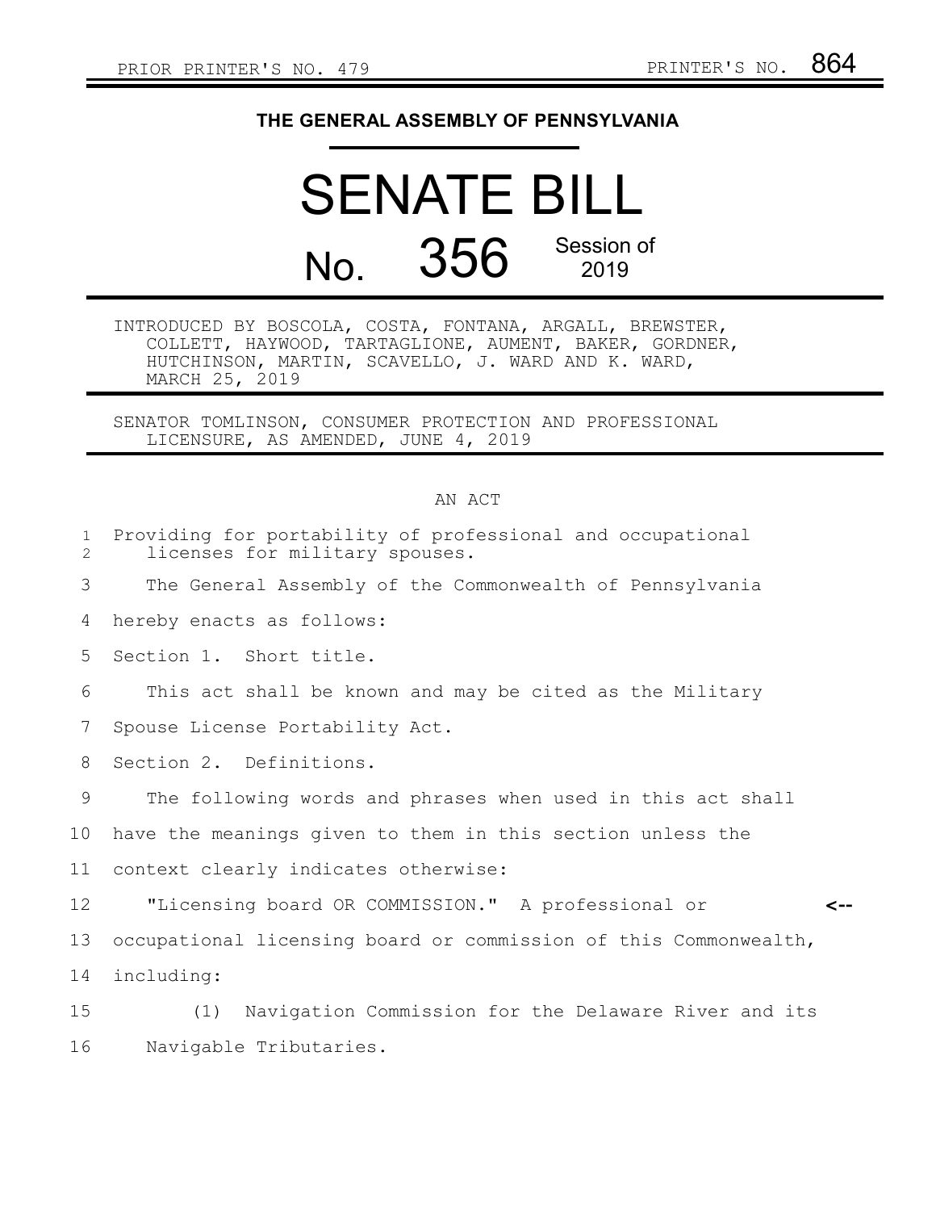PRIOR PRINTER'S NO. 479 PRINTER'S NO. 864

**THE GENERAL ASSEMBLY OF PENNSYLVANIA**

# SENATE BILL

## No. 356 Session of 2019

INTRODUCED BY BOSCOLA, COSTA, FONTANA, ARGALL, BREWSTER, COLLETT, HAYWOOD, TARTAGLIONE, AUMENT, BAKER, GORDNER, HUTCHINSON, MARTIN, SCAVELLO, J. WARD AND K. WARD, MARCH 25, 2019

SENATOR TOMLINSON, CONSUMER PROTECTION AND PROFESSIONAL LICENSURE, AS AMENDED, JUNE 4, 2019

AN ACT

Providing for portability of professional and occupational licenses for military spouses.

The General Assembly of the Commonwealth of Pennsylvania hereby enacts as follows:

Section 1. Short title.

This act shall be known and may be cited as the Military Spouse License Portability Act.

Section 2. Definitions.

The following words and phrases when used in this act shall have the meanings given to them in this section unless the context clearly indicates otherwise:

"Licensing board OR COMMISSION." A professional or occupational licensing board or commission of this Commonwealth, including:

(1) Navigation Commission for the Delaware River and its Navigable Tributaries.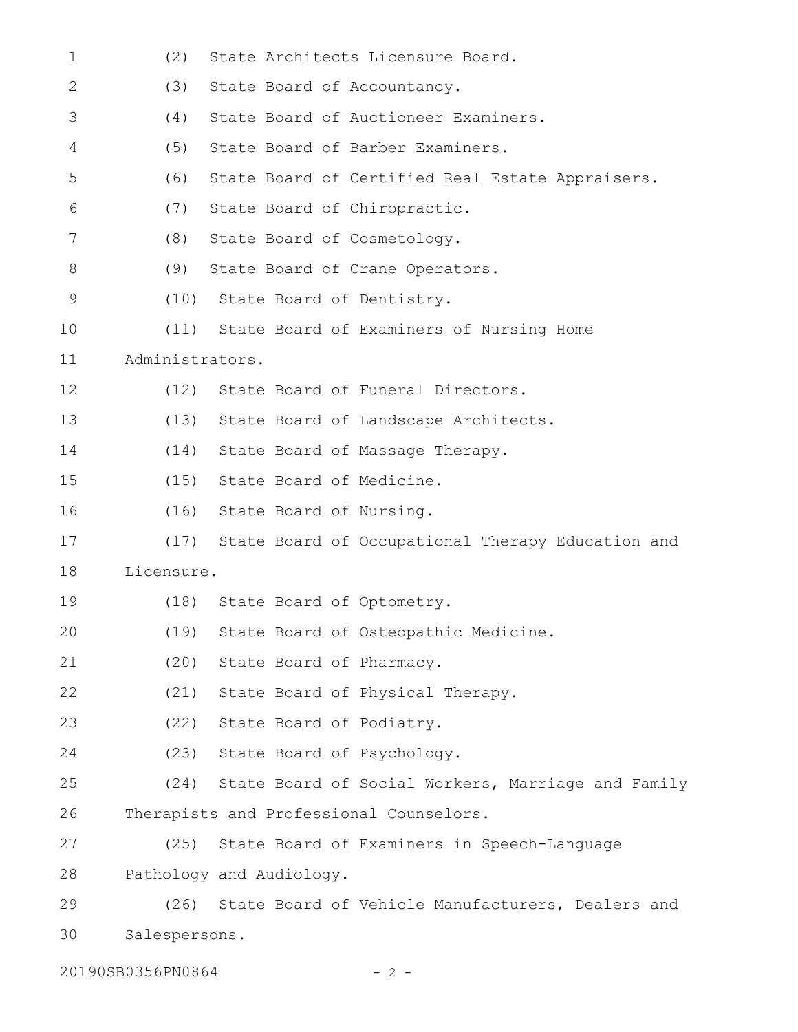(2) State Architects Licensure Board.

(3) State Board of Accountancy.

(4) State Board of Auctioneer Examiners.

(5) State Board of Barber Examiners.

(6) State Board of Certified Real Estate Appraisers.

(7) State Board of Chiropractic.

(8) State Board of Cosmetology.

(9) State Board of Crane Operators.

(10) State Board of Dentistry.

(11) State Board of Examiners of Nursing Home Administrators.

(12) State Board of Funeral Directors.

(13) State Board of Landscape Architects.

(14) State Board of Massage Therapy.

(15) State Board of Medicine.

(16) State Board of Nursing.

(17) State Board of Occupational Therapy Education and Licensure.

(18) State Board of Optometry.

(19) State Board of Osteopathic Medicine.

(20) State Board of Pharmacy.

(21) State Board of Physical Therapy.

(22) State Board of Podiatry.

(23) State Board of Psychology.

(24) State Board of Social Workers, Marriage and Family Therapists and Professional Counselors.

(25) State Board of Examiners in Speech-Language Pathology and Audiology.

(26) State Board of Vehicle Manufacturers, Dealers and Salespersons.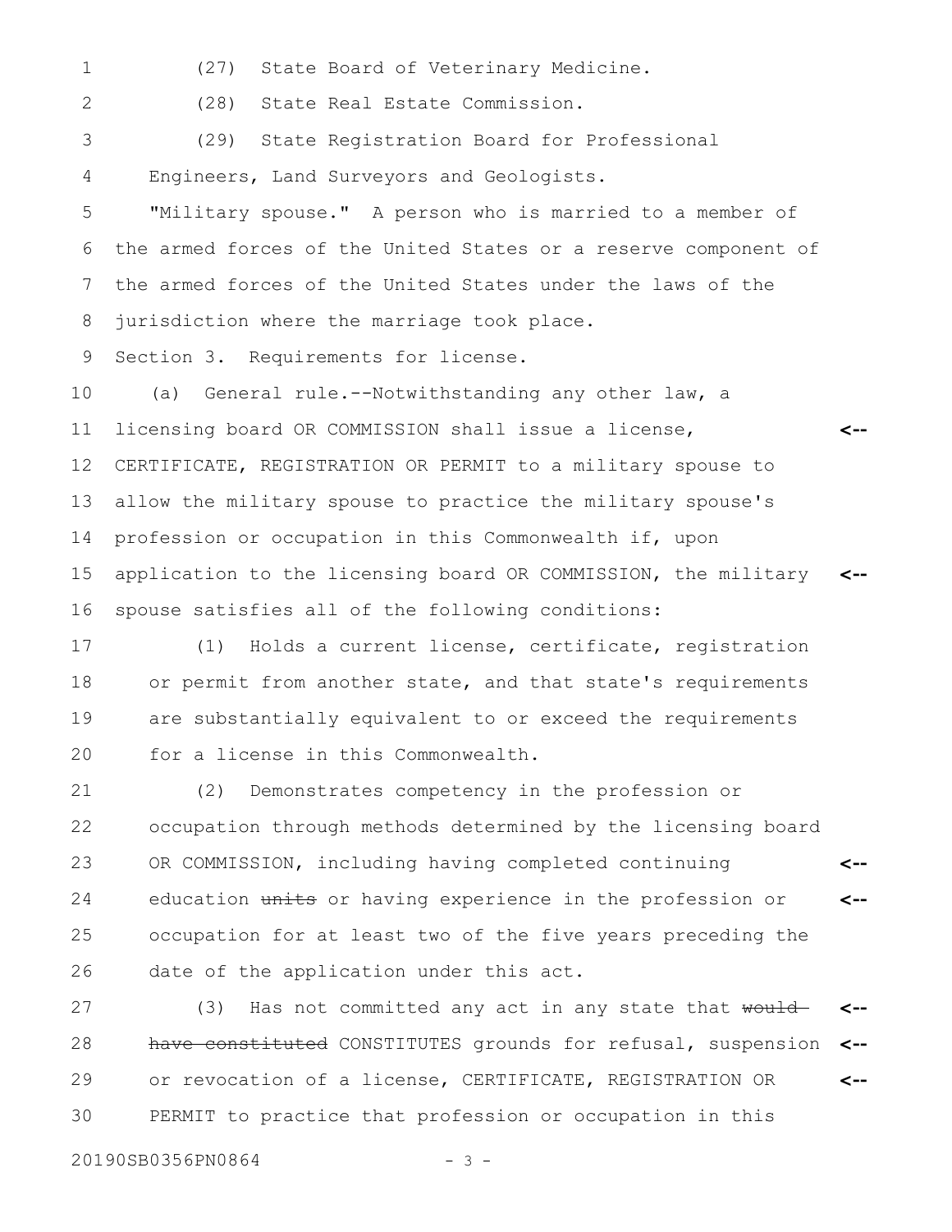(27) State Board of Veterinary Medicine.

(28) State Real Estate Commission.

(29) State Registration Board for Professional Engineers, Land Surveyors and Geologists.

"Military spouse." A person who is married to a member of the armed forces of the United States or a reserve component of the armed forces of the United States under the laws of the jurisdiction where the marriage took place.

Section 3. Requirements for license.

(a) General rule.--Notwithstanding any other law, a licensing board OR COMMISSION shall issue a license, CERTIFICATE, REGISTRATION OR PERMIT to a military spouse to allow the military spouse to practice the military spouse's profession or occupation in this Commonwealth if, upon application to the licensing board OR COMMISSION, the military spouse satisfies all of the following conditions:

(1) Holds a current license, certificate, registration or permit from another state, and that state's requirements are substantially equivalent to or exceed the requirements for a license in this Commonwealth.

(2) Demonstrates competency in the profession or occupation through methods determined by the licensing board OR COMMISSION, including having completed continuing education ~~units~~ or having experience in the profession or occupation for at least two of the five years preceding the date of the application under this act.

(3) Has not committed any act in any state that ~~would have constituted~~ CONSTITUTES grounds for refusal, suspension or revocation of a license, CERTIFICATE, REGISTRATION OR PERMIT to practice that profession or occupation in this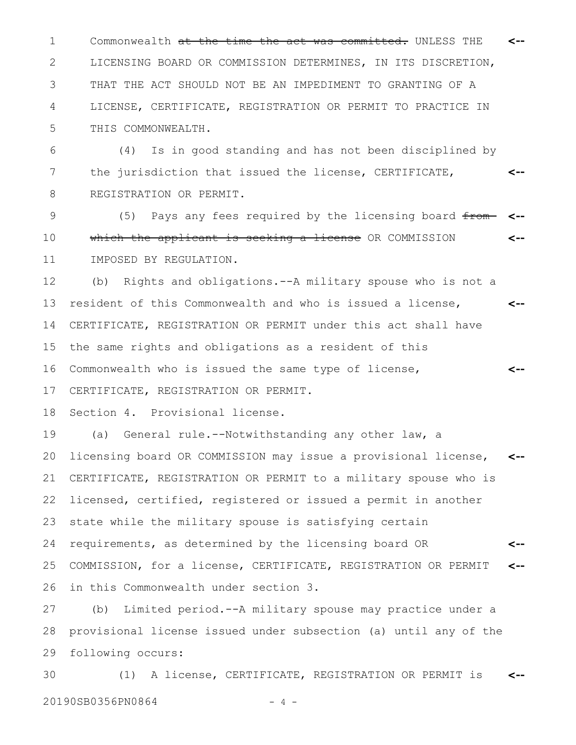Commonwealth ~~at the time the act was committed.~~ UNLESS THE LICENSING BOARD OR COMMISSION DETERMINES, IN ITS DISCRETION, THAT THE ACT SHOULD NOT BE AN IMPEDIMENT TO GRANTING OF A LICENSE, CERTIFICATE, REGISTRATION OR PERMIT TO PRACTICE IN THIS COMMONWEALTH.

(4) Is in good standing and has not been disciplined by the jurisdiction that issued the license, CERTIFICATE, REGISTRATION OR PERMIT.

(5) Pays any fees required by the licensing board ~~from which the applicant is seeking a license~~ OR COMMISSION IMPOSED BY REGULATION.

(b) Rights and obligations.--A military spouse who is not a resident of this Commonwealth and who is issued a license, CERTIFICATE, REGISTRATION OR PERMIT under this act shall have the same rights and obligations as a resident of this Commonwealth who is issued the same type of license, CERTIFICATE, REGISTRATION OR PERMIT.

Section 4. Provisional license.

(a) General rule.--Notwithstanding any other law, a licensing board OR COMMISSION may issue a provisional license, CERTIFICATE, REGISTRATION OR PERMIT to a military spouse who is licensed, certified, registered or issued a permit in another state while the military spouse is satisfying certain requirements, as determined by the licensing board OR COMMISSION, for a license, CERTIFICATE, REGISTRATION OR PERMIT in this Commonwealth under section 3.

(b) Limited period.--A military spouse may practice under a provisional license issued under subsection (a) until any of the following occurs:

(1) A license, CERTIFICATE, REGISTRATION OR PERMIT is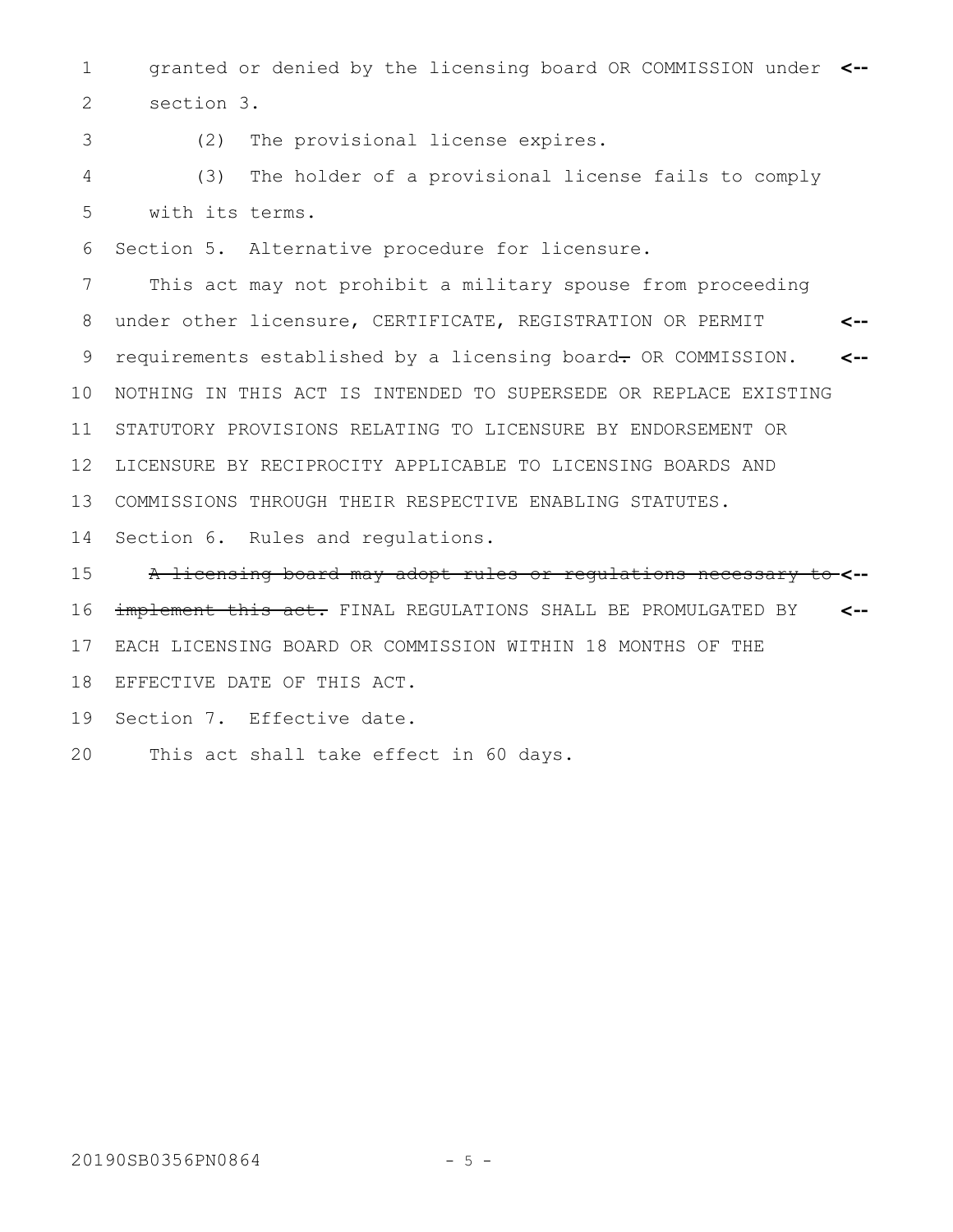granted or denied by the licensing board OR COMMISSION under section 3.

(2) The provisional license expires.

(3) The holder of a provisional license fails to comply with its terms.

Section 5. Alternative procedure for licensure.

This act may not prohibit a military spouse from proceeding under other licensure, CERTIFICATE, REGISTRATION OR PERMIT requirements established by a licensing board~~.~~ OR COMMISSION. NOTHING IN THIS ACT IS INTENDED TO SUPERSEDE OR REPLACE EXISTING STATUTORY PROVISIONS RELATING TO LICENSURE BY ENDORSEMENT OR LICENSURE BY RECIPROCITY APPLICABLE TO LICENSING BOARDS AND COMMISSIONS THROUGH THEIR RESPECTIVE ENABLING STATUTES.

Section 6. Rules and regulations.

~~A licensing board may adopt rules or regulations necessary to implement this act.~~ FINAL REGULATIONS SHALL BE PROMULGATED BY EACH LICENSING BOARD OR COMMISSION WITHIN 18 MONTHS OF THE EFFECTIVE DATE OF THIS ACT.

Section 7. Effective date.

This act shall take effect in 60 days.